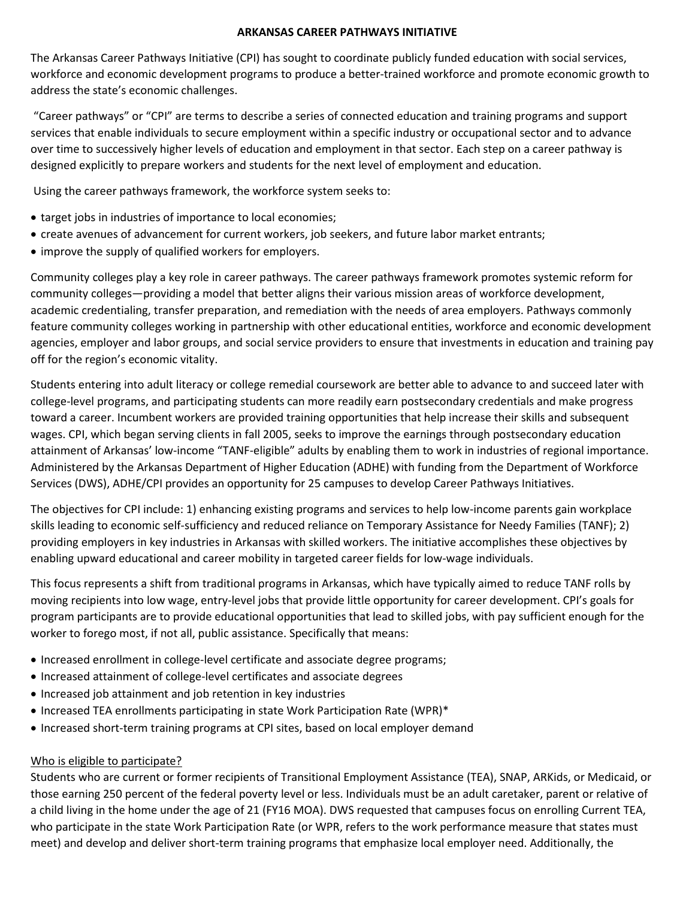# ARKANSAS CAREER PATHWAYS INITIATIVE

The Arkansas Career Pathways Initiative (CPI) has sought to coordinate publicly funded education with social services, workforce and economic development programs to produce a better-trained workforce and promote economic growth to address the state's economic challenges.

"Career pathways" or "CPI" are terms to describe a series of connected education and training programs and support services that enable individuals to secure employment within a specific industry or occupational sector and to advance over time to successively higher levels of education and employment in that sector. Each step on a career pathway is designed explicitly to prepare workers and students for the next level of employment and education.

Using the career pathways framework, the workforce system seeks to:

- target jobs in industries of importance to local economies;
- create avenues of advancement for current workers, job seekers, and future labor market entrants;
- improve the supply of qualified workers for employers.

Community colleges play a key role in career pathways. The career pathways framework promotes systemic reform for community colleges—providing a model that better aligns their various mission areas of workforce development, academic credentialing, transfer preparation, and remediation with the needs of area employers. Pathways commonly feature community colleges working in partnership with other educational entities, workforce and economic development agencies, employer and labor groups, and social service providers to ensure that investments in education and training pay off for the region's economic vitality.

Students entering into adult literacy or college remedial coursework are better able to advance to and succeed later with college-level programs, and participating students can more readily earn postsecondary credentials and make progress toward a career. Incumbent workers are provided training opportunities that help increase their skills and subsequent wages. CPI, which began serving clients in fall 2005, seeks to improve the earnings through postsecondary education attainment of Arkansas' low-income "TANF-eligible" adults by enabling them to work in industries of regional importance. Administered by the Arkansas Department of Higher Education (ADHE) with funding from the Department of Workforce Services (DWS), ADHE/CPI provides an opportunity for 25 campuses to develop Career Pathways Initiatives.

The objectives for CPI include: 1) enhancing existing programs and services to help low-income parents gain workplace skills leading to economic self-sufficiency and reduced reliance on Temporary Assistance for Needy Families (TANF); 2) providing employers in key industries in Arkansas with skilled workers. The initiative accomplishes these objectives by enabling upward educational and career mobility in targeted career fields for low-wage individuals.

This focus represents a shift from traditional programs in Arkansas, which have typically aimed to reduce TANF rolls by moving recipients into low wage, entry-level jobs that provide little opportunity for career development. CPI's goals for program participants are to provide educational opportunities that lead to skilled jobs, with pay sufficient enough for the worker to forego most, if not all, public assistance. Specifically that means:

- Increased enrollment in college-level certificate and associate degree programs;
- Increased attainment of college-level certificates and associate degrees
- Increased job attainment and job retention in key industries
- Increased TEA enrollments participating in state Work Participation Rate (WPR)*
- Increased short-term training programs at CPI sites, based on local employer demand

## Who is eligible to participate?

Students who are current or former recipients of Transitional Employment Assistance (TEA), SNAP, ARKids, or Medicaid, or those earning 250 percent of the federal poverty level or less. Individuals must be an adult caretaker, parent or relative of a child living in the home under the age of 21 (FY16 MOA). DWS requested that campuses focus on enrolling Current TEA, who participate in the state Work Participation Rate (or WPR, refers to the work performance measure that states must meet) and develop and deliver short-term training programs that emphasize local employer need. Additionally, the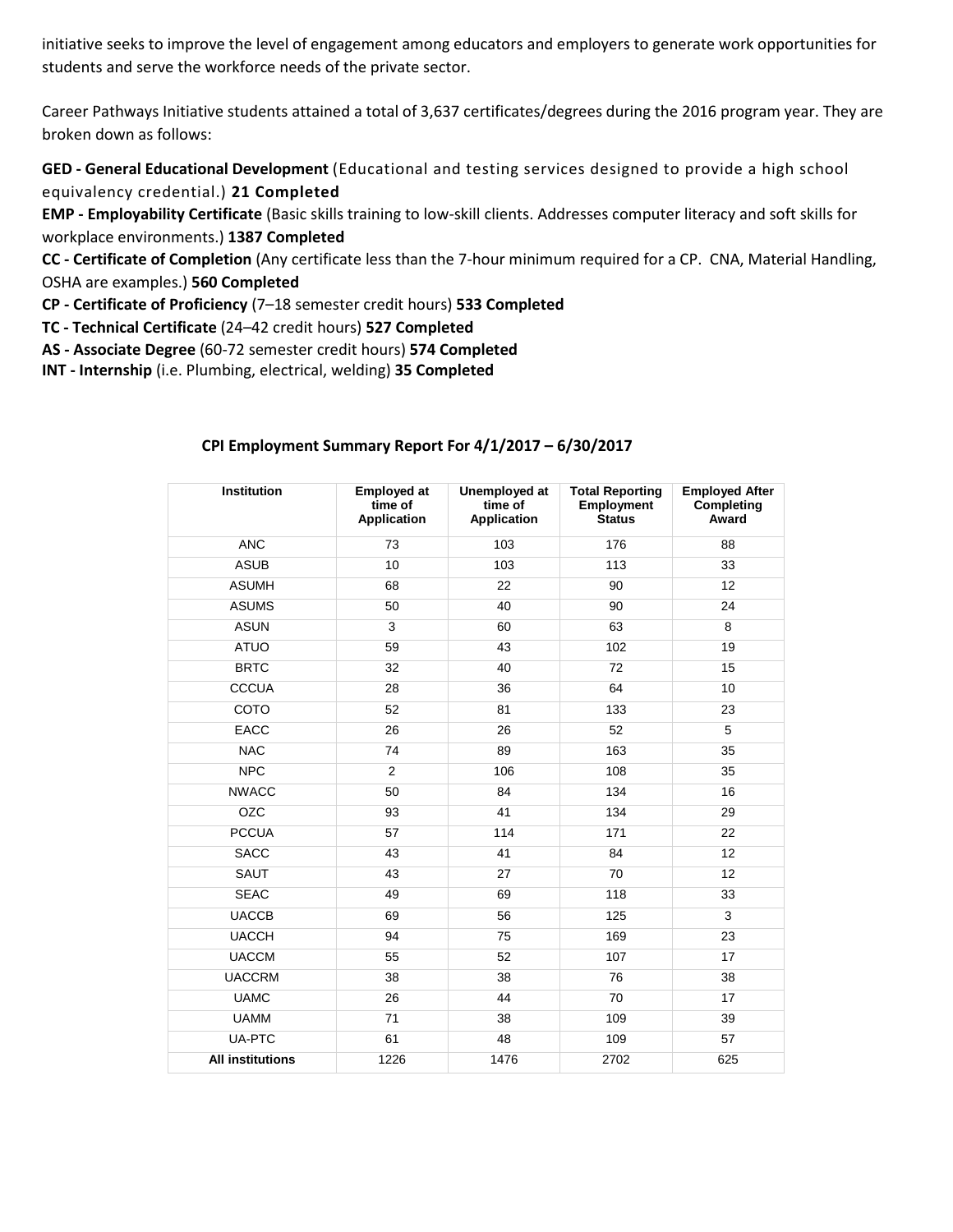initiative seeks to improve the level of engagement among educators and employers to generate work opportunities for students and serve the workforce needs of the private sector.

Career Pathways Initiative students attained a total of 3,637 certificates/degrees during the 2016 program year. They are broken down as follows:

**GED - General Educational Development** (Educational and testing services designed to provide a high school equivalency credential.) **21 Completed**
**EMP - Employability Certificate** (Basic skills training to low-skill clients. Addresses computer literacy and soft skills for workplace environments.) **1387 Completed**
**CC - Certificate of Completion** (Any certificate less than the 7-hour minimum required for a CP. CNA, Material Handling, OSHA are examples.) **560 Completed**
**CP - Certificate of Proficiency** (7–18 semester credit hours) **533 Completed**
**TC - Technical Certificate** (24–42 credit hours) **527 Completed**
**AS - Associate Degree** (60-72 semester credit hours) **574 Completed**
**INT - Internship** (i.e. Plumbing, electrical, welding) **35 Completed**

### CPI Employment Summary Report For 4/1/2017 – 6/30/2017

| Institution | Employed at time of Application | Unemployed at time of Application | Total Reporting Employment Status | Employed After Completing Award |
|---|---|---|---|---|
| ANC | 73 | 103 | 176 | 88 |
| ASUB | 10 | 103 | 113 | 33 |
| ASUMH | 68 | 22 | 90 | 12 |
| ASUMS | 50 | 40 | 90 | 24 |
| ASUN | 3 | 60 | 63 | 8 |
| ATUO | 59 | 43 | 102 | 19 |
| BRTC | 32 | 40 | 72 | 15 |
| CCCUA | 28 | 36 | 64 | 10 |
| COTO | 52 | 81 | 133 | 23 |
| EACC | 26 | 26 | 52 | 5 |
| NAC | 74 | 89 | 163 | 35 |
| NPC | 2 | 106 | 108 | 35 |
| NWACC | 50 | 84 | 134 | 16 |
| OZC | 93 | 41 | 134 | 29 |
| PCCUA | 57 | 114 | 171 | 22 |
| SACC | 43 | 41 | 84 | 12 |
| SAUT | 43 | 27 | 70 | 12 |
| SEAC | 49 | 69 | 118 | 33 |
| UACCB | 69 | 56 | 125 | 3 |
| UACCH | 94 | 75 | 169 | 23 |
| UACCM | 55 | 52 | 107 | 17 |
| UACCRM | 38 | 38 | 76 | 38 |
| UAMC | 26 | 44 | 70 | 17 |
| UAMM | 71 | 38 | 109 | 39 |
| UA-PTC | 61 | 48 | 109 | 57 |
| **All institutions** | 1226 | 1476 | 2702 | 625 |